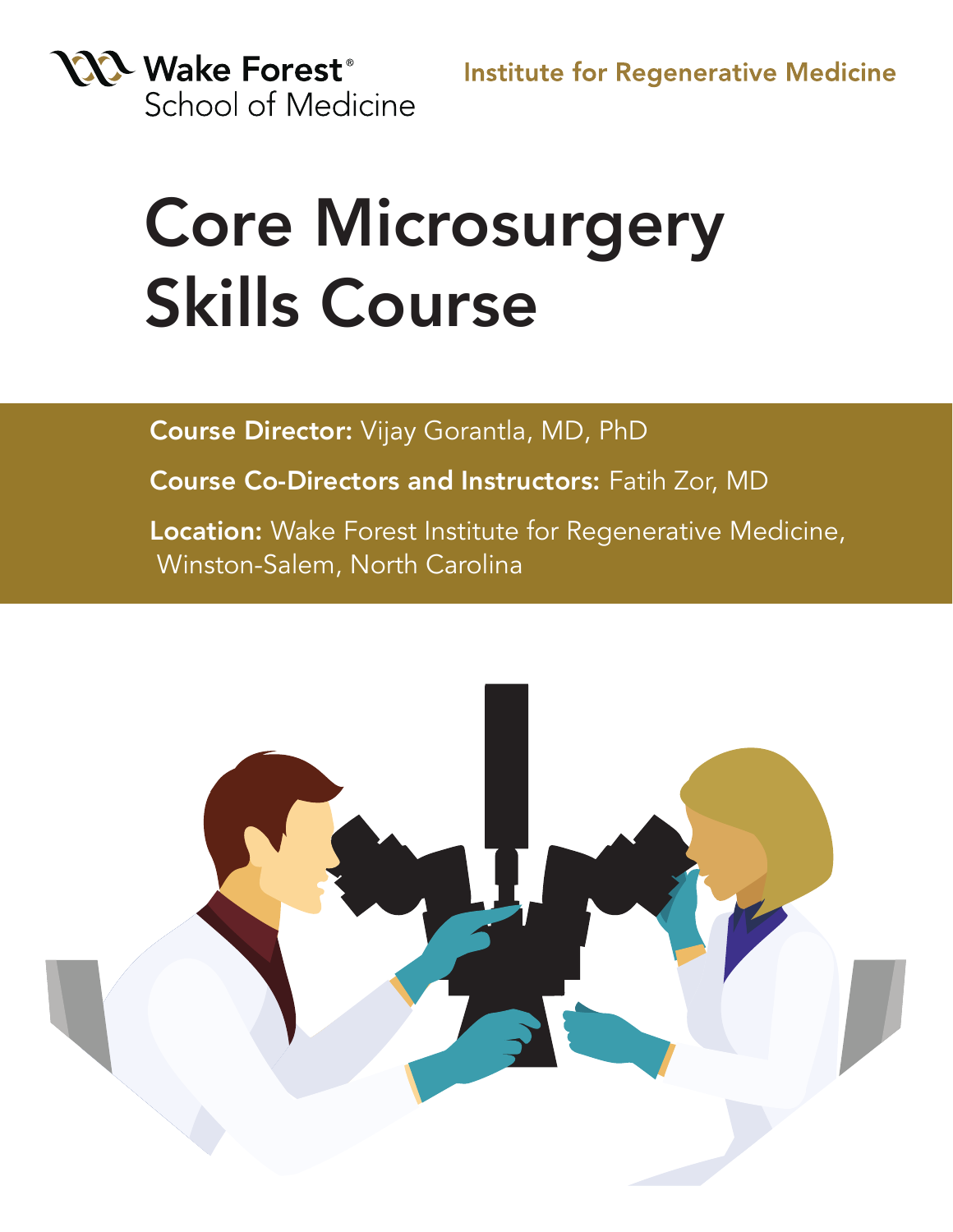Wake Forest®
School of Medicine

Institute for Regenerative Medicine

# Core Microsurgery Skills Course

**Course Director:** Vijay Gorantla, MD, PhD

**Course Co-Directors and Instructors:** Fatih Zor, MD

**Location:** Wake Forest Institute for Regenerative Medicine, Winston-Salem, North Carolina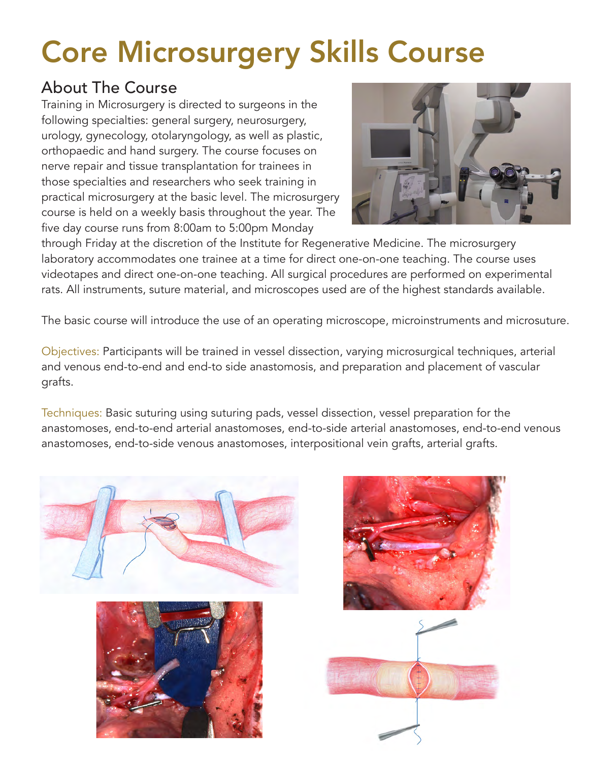# Core Microsurgery Skills Course

## About The Course

Training in Microsurgery is directed to surgeons in the following specialties: general surgery, neurosurgery, urology, gynecology, otolaryngology, as well as plastic, orthopaedic and hand surgery. The course focuses on nerve repair and tissue transplantation for trainees in those specialties and researchers who seek training in practical microsurgery at the basic level. The microsurgery course is held on a weekly basis throughout the year. The five day course runs from 8:00am to 5:00pm Monday through Friday at the discretion of the Institute for Regenerative Medicine. The microsurgery laboratory accommodates one trainee at a time for direct one-on-one teaching. The course uses videotapes and direct one-on-one teaching. All surgical procedures are performed on experimental rats. All instruments, suture material, and microscopes used are of the highest standards available.

The basic course will introduce the use of an operating microscope, microinstruments and microsuture.

Objectives: Participants will be trained in vessel dissection, varying microsurgical techniques, arterial and venous end-to-end and end-to side anastomosis, and preparation and placement of vascular grafts.

Techniques: Basic suturing using suturing pads, vessel dissection, vessel preparation for the anastomoses, end-to-end arterial anastomoses, end-to-side arterial anastomoses, end-to-end venous anastomoses, end-to-side venous anastomoses, interpositional vein grafts, arterial grafts.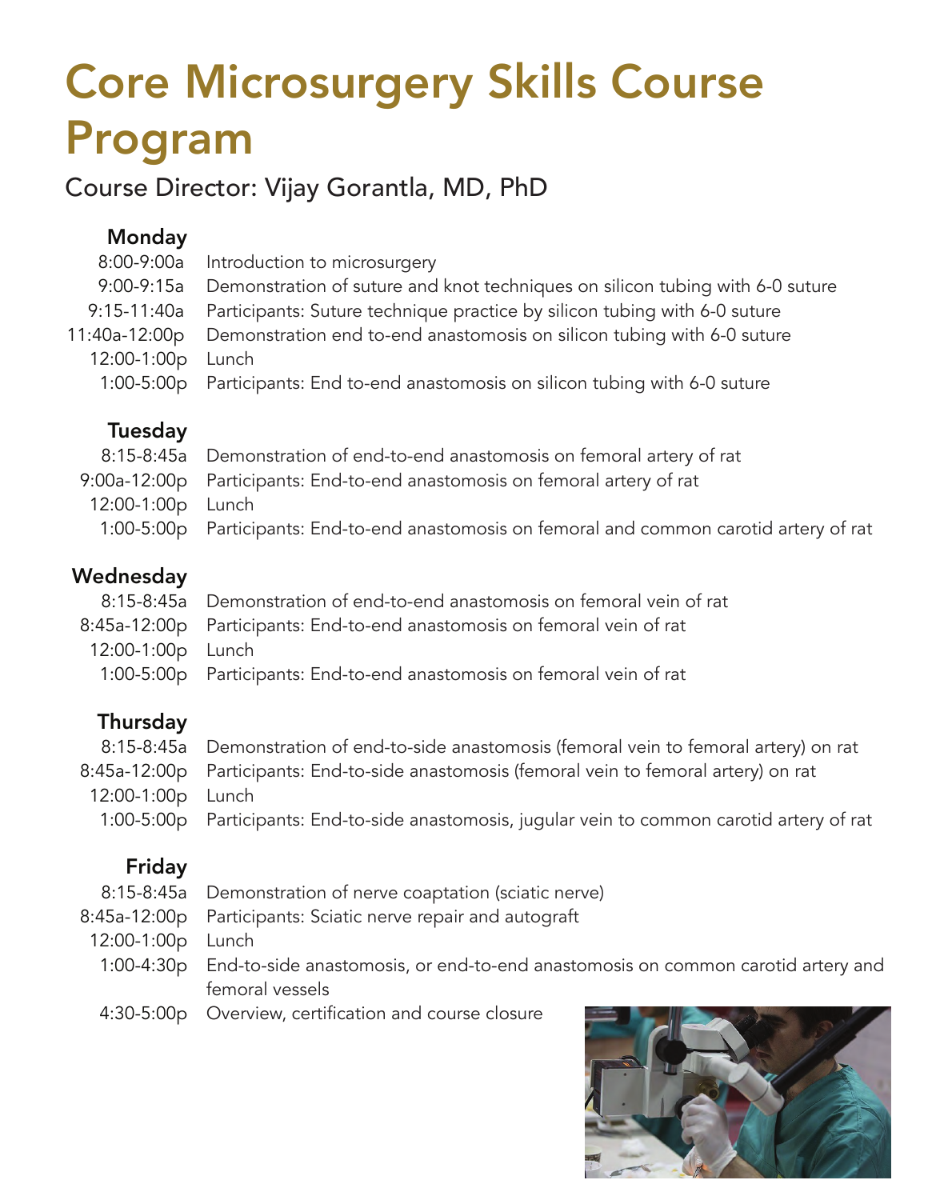# Core Microsurgery Skills Course Program

## Course Director: Vijay Gorantla, MD, PhD

### Monday

| | |
|---|---|
| 8:00-9:00a | Introduction to microsurgery |
| 9:00-9:15a | Demonstration of suture and knot techniques on silicon tubing with 6-0 suture |
| 9:15-11:40a | Participants: Suture technique practice by silicon tubing with 6-0 suture |
| 11:40a-12:00p | Demonstration end to-end anastomosis on silicon tubing with 6-0 suture |
| 12:00-1:00p | Lunch |
| 1:00-5:00p | Participants: End to-end anastomosis on silicon tubing with 6-0 suture |

### Tuesday

| | |
|---|---|
| 8:15-8:45a | Demonstration of end-to-end anastomosis on femoral artery of rat |
| 9:00a-12:00p | Participants: End-to-end anastomosis on femoral artery of rat |
| 12:00-1:00p | Lunch |
| 1:00-5:00p | Participants: End-to-end anastomosis on femoral and common carotid artery of rat |

### Wednesday

| | |
|---|---|
| 8:15-8:45a | Demonstration of end-to-end anastomosis on femoral vein of rat |
| 8:45a-12:00p | Participants: End-to-end anastomosis on femoral vein of rat |
| 12:00-1:00p | Lunch |
| 1:00-5:00p | Participants: End-to-end anastomosis on femoral vein of rat |

### Thursday

| | |
|---|---|
| 8:15-8:45a | Demonstration of end-to-side anastomosis (femoral vein to femoral artery) on rat |
| 8:45a-12:00p | Participants: End-to-side anastomosis (femoral vein to femoral artery) on rat |
| 12:00-1:00p | Lunch |
| 1:00-5:00p | Participants: End-to-side anastomosis, jugular vein to common carotid artery of rat |

### Friday

| | |
|---|---|
| 8:15-8:45a | Demonstration of nerve coaptation (sciatic nerve) |
| 8:45a-12:00p | Participants: Sciatic nerve repair and autograft |
| 12:00-1:00p | Lunch |
| 1:00-4:30p | End-to-side anastomosis, or end-to-end anastomosis on common carotid artery and femoral vessels |
| 4:30-5:00p | Overview, certification and course closure |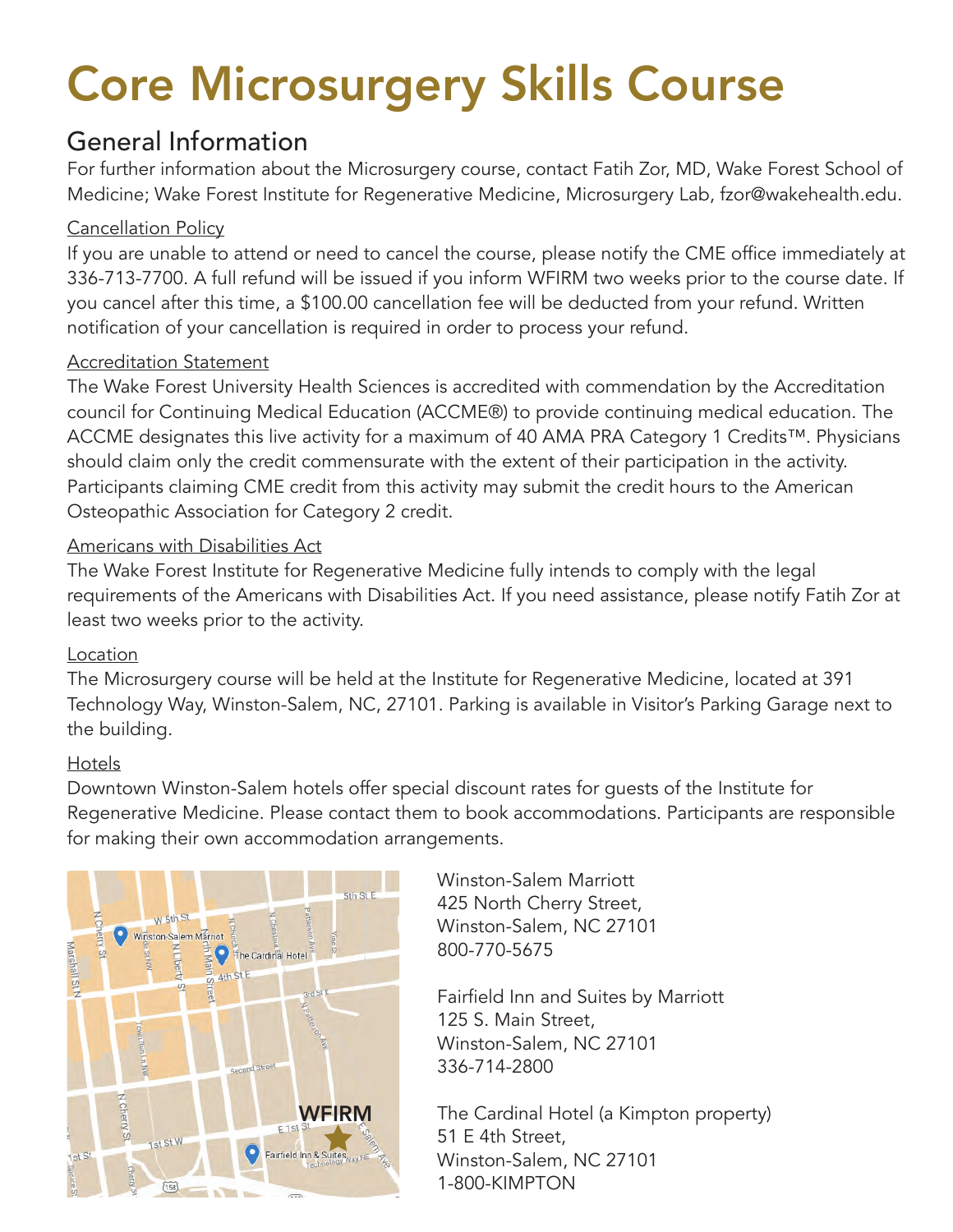# Core Microsurgery Skills Course

## General Information

For further information about the Microsurgery course, contact Fatih Zor, MD, Wake Forest School of Medicine; Wake Forest Institute for Regenerative Medicine, Microsurgery Lab, fzor@wakehealth.edu.

### Cancellation Policy

If you are unable to attend or need to cancel the course, please notify the CME office immediately at 336-713-7700. A full refund will be issued if you inform WFIRM two weeks prior to the course date. If you cancel after this time, a $100.00 cancellation fee will be deducted from your refund. Written notification of your cancellation is required in order to process your refund.

### Accreditation Statement

The Wake Forest University Health Sciences is accredited with commendation by the Accreditation council for Continuing Medical Education (ACCME®) to provide continuing medical education. The ACCME designates this live activity for a maximum of 40 AMA PRA Category 1 Credits™. Physicians should claim only the credit commensurate with the extent of their participation in the activity. Participants claiming CME credit from this activity may submit the credit hours to the American Osteopathic Association for Category 2 credit.

### Americans with Disabilities Act

The Wake Forest Institute for Regenerative Medicine fully intends to comply with the legal requirements of the Americans with Disabilities Act. If you need assistance, please notify Fatih Zor at least two weeks prior to the activity.

### Location

The Microsurgery course will be held at the Institute for Regenerative Medicine, located at 391 Technology Way, Winston-Salem, NC, 27101. Parking is available in Visitor's Parking Garage next to the building.

### Hotels

Downtown Winston-Salem hotels offer special discount rates for guests of the Institute for Regenerative Medicine. Please contact them to book accommodations. Participants are responsible for making their own accommodation arrangements.

Winston-Salem Marriott
425 North Cherry Street,
Winston-Salem, NC 27101
800-770-5675

Fairfield Inn and Suites by Marriott
125 S. Main Street,
Winston-Salem, NC 27101
336-714-2800

The Cardinal Hotel (a Kimpton property)
51 E 4th Street,
Winston-Salem, NC 27101
1-800-KIMPTON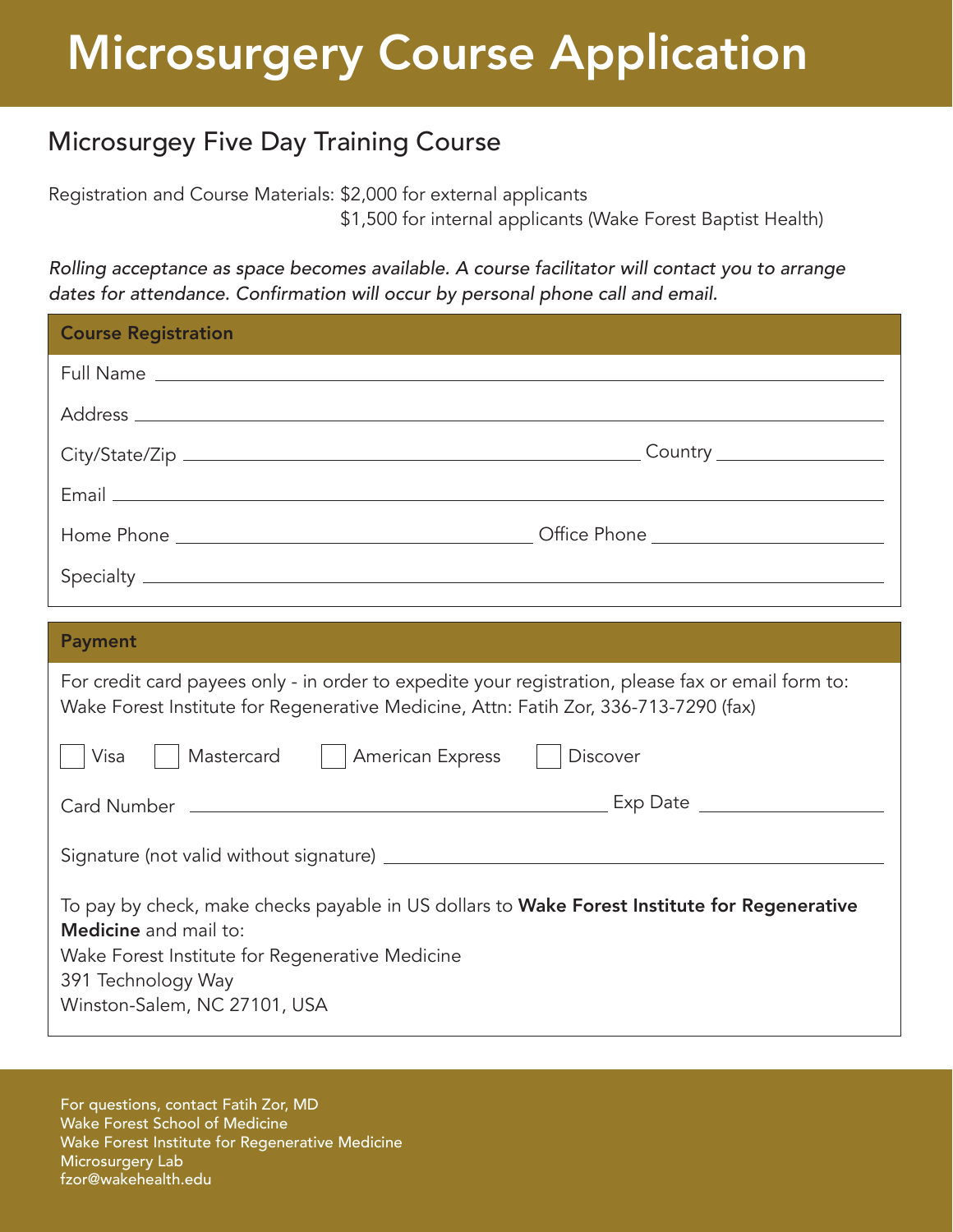# Microsurgery Course Application

## Microsurgey Five Day Training Course

Registration and Course Materials: $2,000 for external applicants
$1,500 for internal applicants (Wake Forest Baptist Health)

*Rolling acceptance as space becomes available. A course facilitator will contact you to arrange dates for attendance. Confirmation will occur by personal phone call and email.*

### Course Registration

Full Name ____________________

Address ____________________

City/State/Zip ____________________ Country ____________________

Email ____________________

Home Phone ____________________ Office Phone ____________________

Specialty ____________________

### Payment

For credit card payees only - in order to expedite your registration, please fax or email form to: Wake Forest Institute for Regenerative Medicine, Attn: Fatih Zor, 336-713-7290 (fax)

☐ Visa ☐ Mastercard ☐ American Express ☐ Discover

Card Number ____________________ Exp Date ____________________

Signature (not valid without signature) ____________________

To pay by check, make checks payable in US dollars to **Wake Forest Institute for Regenerative Medicine** and mail to:
Wake Forest Institute for Regenerative Medicine
391 Technology Way
Winston-Salem, NC 27101, USA

For questions, contact Fatih Zor, MD
Wake Forest School of Medicine
Wake Forest Institute for Regenerative Medicine
Microsurgery Lab
fzor@wakehealth.edu